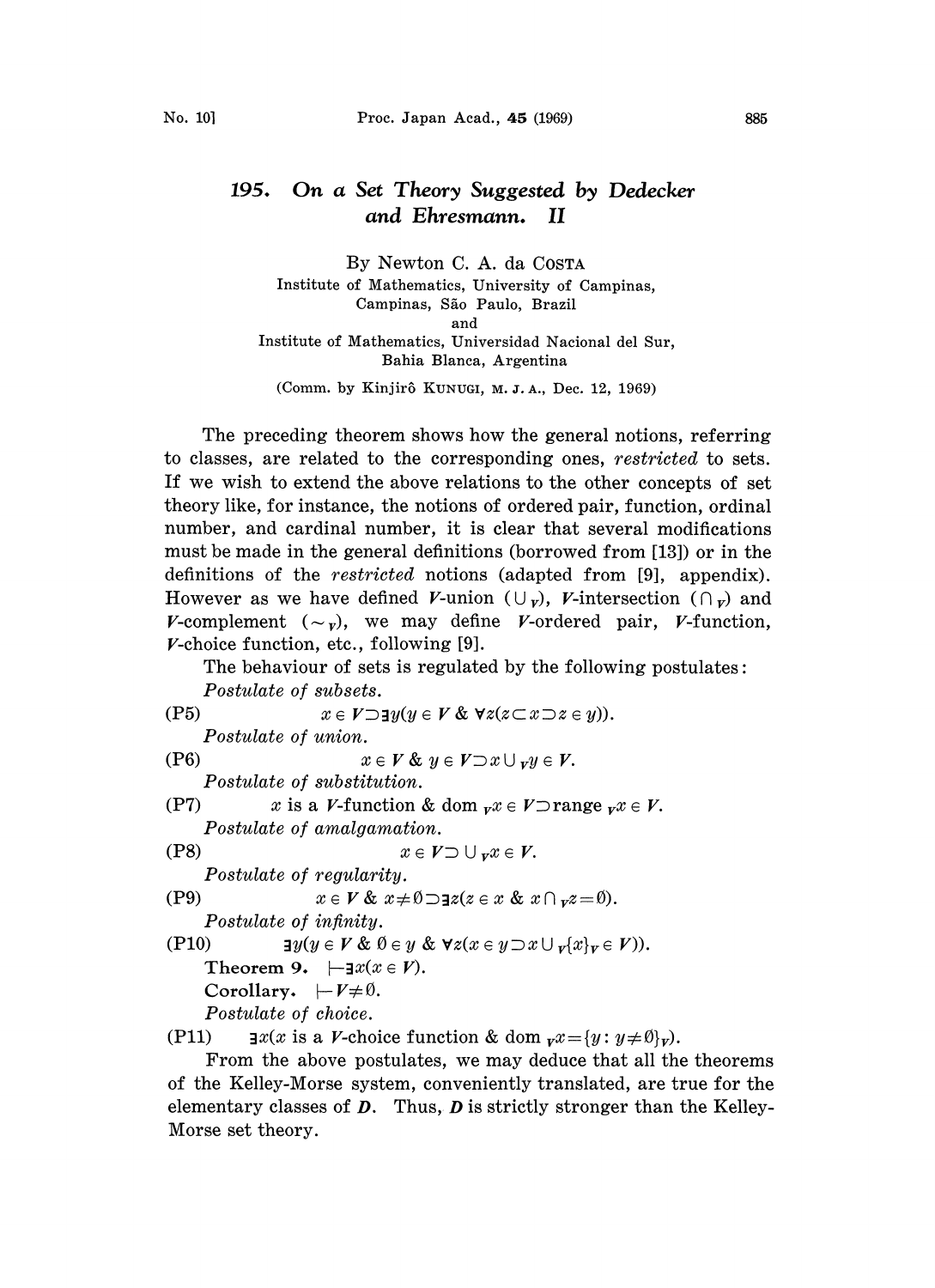# 195. On a Set Theory Suggested by Dedecker and Ehresmann. II

By Newton C. A. da COSTA

Institute of Mathematics, University of Campinas, Campinas, São Paulo, Brazil
and
Institute of Mathematics, Universidad Nacional del Sur, Bahia Blanca, Argentina

(Comm. by Kinjirô KUNUGI, M. J. A., Dec. 12, 1969)

The preceding theorem shows how the general notions, referring to classes, are related to the corresponding ones, *restricted* to sets. If we wish to extend the above relations to the other concepts of set theory like, for instance, the notions of ordered pair, function, ordinal number, and cardinal number, it is clear that several modifications must be made in the general definitions (borrowed from [13]) or in the definitions of the *restricted* notions (adapted from [9], appendix). However as we have defined $V$-union ($\cup_V$), $V$-intersection ($\cap_V$) and $V$-complement ($\sim_V$), we may define $V$-ordered pair, $V$-function, $V$-choice function, etc., following [9].

The behaviour of sets is regulated by the following postulates:

*Postulate of subsets.*

(P5) $$x \in V \supset \exists y(y \in V \,\&\, \forall z(z \subset x \supset z \in y)).$$

*Postulate of union.*

(P6) $$x \in V \,\&\, y \in V \supset x \cup_V y \in V.$$

*Postulate of substitution.*

(P7) $$x \text{ is a } V\text{-function} \,\&\, \operatorname{dom}_V x \in V \supset \operatorname{range}_V x \in V.$$

*Postulate of amalgamation.*

(P8) $$x \in V \supset \cup_V x \in V.$$

*Postulate of regularity.*

(P9) $$x \in V \,\&\, x \neq \emptyset \supset \exists z(z \in x \,\&\, x \cap_V z = \emptyset).$$

*Postulate of infinity.*

(P10) $$\exists y(y \in V \,\&\, \emptyset \in y \,\&\, \forall z(x \in y \supset x \cup_V \{x\}_V \in V)).$$

**Theorem 9.** $\vdash \exists x(x \in V)$.

**Corollary.** $\vdash V \neq \emptyset$.

*Postulate of choice.*

(P11) $$\exists x(x \text{ is a } V\text{-choice function} \,\&\, \operatorname{dom}_V x = \{y : y \neq \emptyset\}_V).$$

From the above postulates, we may deduce that all the theorems of the Kelley-Morse system, conveniently translated, are true for the elementary classes of $\boldsymbol{D}$. Thus, $\boldsymbol{D}$ is strictly stronger than the Kelley-Morse set theory.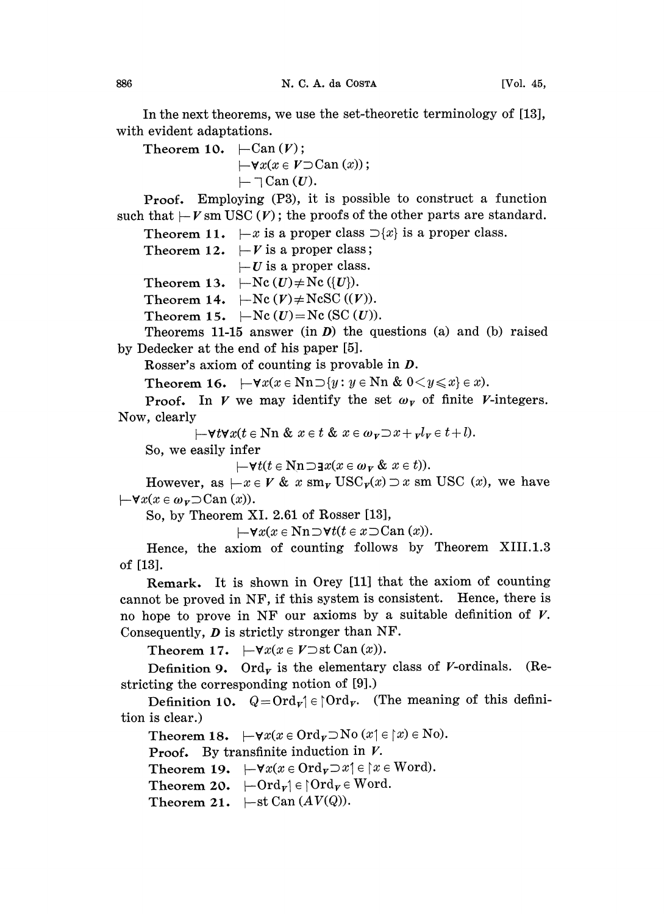In the next theorems, we use the set-theoretic terminology of [13], with evident adaptations.

**Theorem 10.** $\vdash \mathrm{Can}(\boldsymbol{V})$;

$\vdash \forall x(x \in \boldsymbol{V} \supset \mathrm{Can}(x))$;

$\vdash \neg \mathrm{Can}(\boldsymbol{U})$.

**Proof.** Employing (P3), it is possible to construct a function such that $\vdash \boldsymbol{V}\ \mathrm{sm}\ \mathrm{USC}(\boldsymbol{V})$; the proofs of the other parts are standard.

**Theorem 11.** $\vdash x$ is a proper class $\supset \{x\}$ is a proper class.

**Theorem 12.** $\vdash \boldsymbol{V}$ is a proper class;

$\vdash \boldsymbol{U}$ is a proper class.

**Theorem 13.** $\vdash \mathrm{Nc}(\boldsymbol{U}) \neq \mathrm{Nc}(\{\boldsymbol{U}\})$.

**Theorem 14.** $\vdash \mathrm{Nc}(\boldsymbol{V}) \neq \mathrm{NcSC}((\boldsymbol{V}))$.

**Theorem 15.** $\vdash \mathrm{Nc}(\boldsymbol{U}) = \mathrm{Nc}(\mathrm{SC}(\boldsymbol{U}))$.

Theorems 11-15 answer (in $\boldsymbol{D}$) the questions (a) and (b) raised by Dedecker at the end of his paper [5].

Rosser's axiom of counting is provable in $\boldsymbol{D}$.

**Theorem 16.** $\vdash \forall x(x \in \mathrm{Nn} \supset \{y : y \in \mathrm{Nn}\ \&\ 0 < y \leqslant x\} \in x)$.

**Proof.** In $\boldsymbol{V}$ we may identify the set $\omega_{\boldsymbol{V}}$ of finite $\boldsymbol{V}$-integers. Now, clearly

$$\vdash \forall t \forall x(t \in \mathrm{Nn}\ \&\ x \in t\ \&\ x \in \omega_{\boldsymbol{V}} \supset x +_{\boldsymbol{V}} l_{\boldsymbol{V}} \in t + l).$$

So, we easily infer

$$\vdash \forall t(t \in \mathrm{Nn} \supset \exists x(x \in \omega_{\boldsymbol{V}}\ \&\ x \in t)).$$

However, as $\vdash x \in \boldsymbol{V}\ \&\ x\ \mathrm{sm}_{\boldsymbol{V}}\ \mathrm{USC}_{\boldsymbol{V}}(x) \supset x\ \mathrm{sm}\ \mathrm{USC}(x)$, we have $\vdash \forall x(x \in \omega_{\boldsymbol{V}} \supset \mathrm{Can}(x))$.

So, by Theorem XI. 2.61 of Rosser [13],

$$\vdash \forall x(x \in \mathrm{Nn} \supset \forall t(t \in x \supset \mathrm{Can}(x)).$$

Hence, the axiom of counting follows by Theorem XIII.1.3 of [13].

**Remark.** It is shown in Orey [11] that the axiom of counting cannot be proved in NF, if this system is consistent. Hence, there is no hope to prove in NF our axioms by a suitable definition of $\boldsymbol{V}$. Consequently, $\boldsymbol{D}$ is strictly stronger than NF.

**Theorem 17.** $\vdash \forall x(x \in \boldsymbol{V} \supset \mathrm{st}\ \mathrm{Can}(x))$.

**Definition 9.** $\mathrm{Ord}_{\boldsymbol{V}}$ is the elementary class of $\boldsymbol{V}$-ordinals. (Restricting the corresponding notion of [9].)

**Definition 10.** $Q = \mathrm{Ord}_{\boldsymbol{V}}\rceil \in \lceil \mathrm{Ord}_{\boldsymbol{V}}$. (The meaning of this definition is clear.)

**Theorem 18.** $\vdash \forall x(x \in \mathrm{Ord}_{\boldsymbol{V}} \supset \mathrm{No}(x\rceil \in \lceil x) \in \mathrm{No})$.

**Proof.** By transfinite induction in $\boldsymbol{V}$.

**Theorem 19.** $\vdash \forall x(x \in \mathrm{Ord}_{\boldsymbol{V}} \supset x\rceil \in \lceil x \in \mathrm{Word})$.

**Theorem 20.** $\vdash \mathrm{Ord}_{\boldsymbol{V}}\rceil \in \lceil \mathrm{Ord}_{\boldsymbol{V}} \in \mathrm{Word}$.

**Theorem 21.** $\vdash \mathrm{st}\ \mathrm{Can}(AV(Q))$.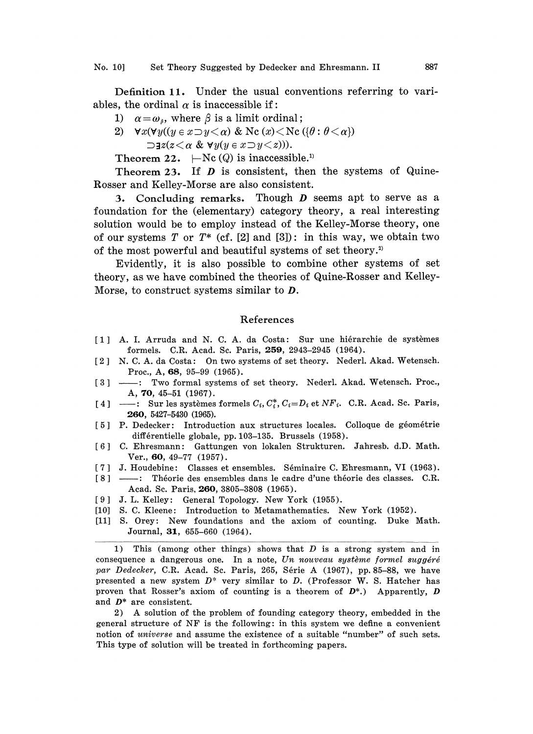**Definition 11.** Under the usual conventions referring to variables, the ordinal $\alpha$ is inaccessible if:

1) $\alpha = \omega_\beta$, where $\beta$ is a limit ordinal;
2) $\forall x(\forall y((y \in x \supset y < \alpha) \ \& \ \mathrm{Nc}\,(x) < \mathrm{Nc}\,(\{\theta : \theta < \alpha\}) \supset \exists z(z < \alpha \ \& \ \forall y(y \in x \supset y < z)))$.

**Theorem 22.** $\vdash \mathrm{Nc}\,(Q)$ is inaccessible.[1]

**Theorem 23.** If $\boldsymbol{D}$ is consistent, then the systems of Quine-Rosser and Kelley-Morse are also consistent.

## 3. Concluding remarks.

Though $\boldsymbol{D}$ seems apt to serve as a foundation for the (elementary) category theory, a real interesting solution would be to employ instead of the Kelley-Morse theory, one of our systems $T$ or $T^*$ (cf. [2] and [3]): in this way, we obtain two of the most powerful and beautiful systems of set theory.[2]

Evidently, it is also possible to combine other systems of set theory, as we have combined the theories of Quine-Rosser and Kelley-Morse, to construct systems similar to $\boldsymbol{D}$.

## References

[1] A. I. Arruda and N. C. A. da Costa: Sur une hiérarchie de systèmes formels. C.R. Acad. Sc. Paris, **259**, 2943–2945 (1964).

[2] N. C. A. da Costa: On two systems of set theory. Nederl. Akad. Wetensch. Proc., A, **68**, 95–99 (1965).

[3] ——: Two formal systems of set theory. Nederl. Akad. Wetensch. Proc., A, **70**, 45–51 (1967).

[4] ——: Sur les systèmes formels $C_i$, $C_i^*$, $C_i = D_i$ et $NF_i$. C.R. Acad. Sc. Paris, **260**, 5427–5430 (1965).

[5] P. Dedecker: Introduction aux structures locales. Colloque de géométrie différentielle globale, pp. 103–135. Brussels (1958).

[6] C. Ehresmann: Gattungen von lokalen Strukturen. Jahresb. d.D. Math. Ver., **60**, 49–77 (1957).

[7] J. Houdebine: Classes et ensembles. Séminaire C. Ehresmann, VI (1963).

[8] ——: Théorie des ensembles dans le cadre d'une théorie des classes. C.R. Acad. Sc. Paris, **260**, 3805–3808 (1965).

[9] J. L. Kelley: General Topology. New York (1955).

[10] S. C. Kleene: Introduction to Metamathematics. New York (1952).

[11] S. Orey: New foundations and the axiom of counting. Duke Math. Journal, **31**, 655–660 (1964).

---

1) This (among other things) shows that $D$ is a strong system and in consequence a dangerous one. In a note, *Un nouveau système formel suggéré par Dedecker*, C.R. Acad. Sc. Paris, 265, Série A (1967), pp. 85–88, we have presented a new system $\boldsymbol{D}^*$ very similar to $\boldsymbol{D}$. (Professor W. S. Hatcher has proven that Rosser's axiom of counting is a theorem of $\boldsymbol{D}^*$.) Apparently, $\boldsymbol{D}$ and $\boldsymbol{D}^*$ are consistent.

2) A solution of the problem of founding category theory, embedded in the general structure of NF is the following: in this system we define a convenient notion of *universe* and assume the existence of a suitable "number" of such sets. This type of solution will be treated in forthcoming papers.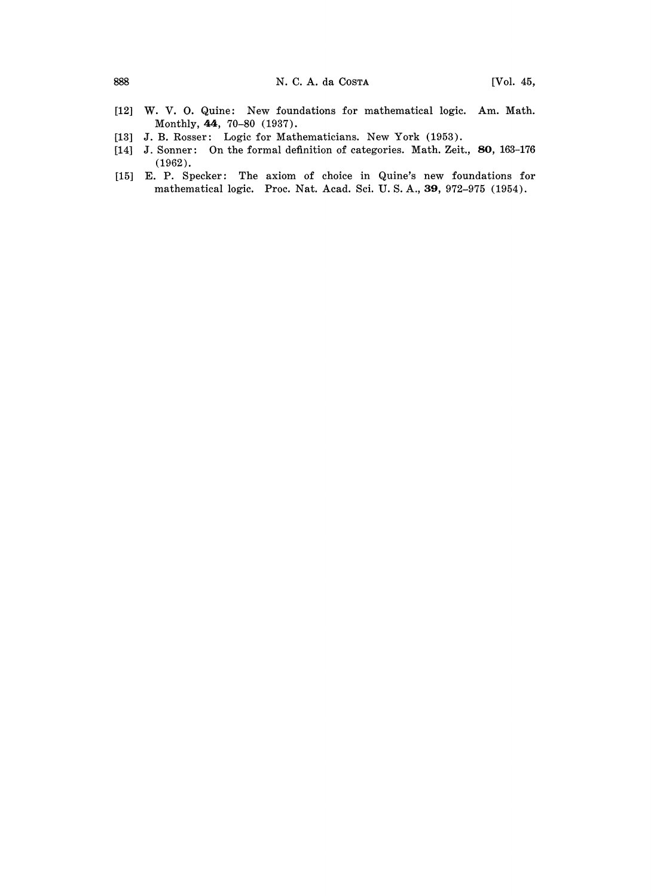[12] W. V. O. Quine: New foundations for mathematical logic. Am. Math. Monthly, **44**, 70–80 (1937).

[13] J. B. Rosser: Logic for Mathematicians. New York (1953).

[14] J. Sonner: On the formal definition of categories. Math. Zeit., **80**, 163–176 (1962).

[15] E. P. Specker: The axiom of choice in Quine's new foundations for mathematical logic. Proc. Nat. Acad. Sci. U. S. A., **39**, 972–975 (1954).